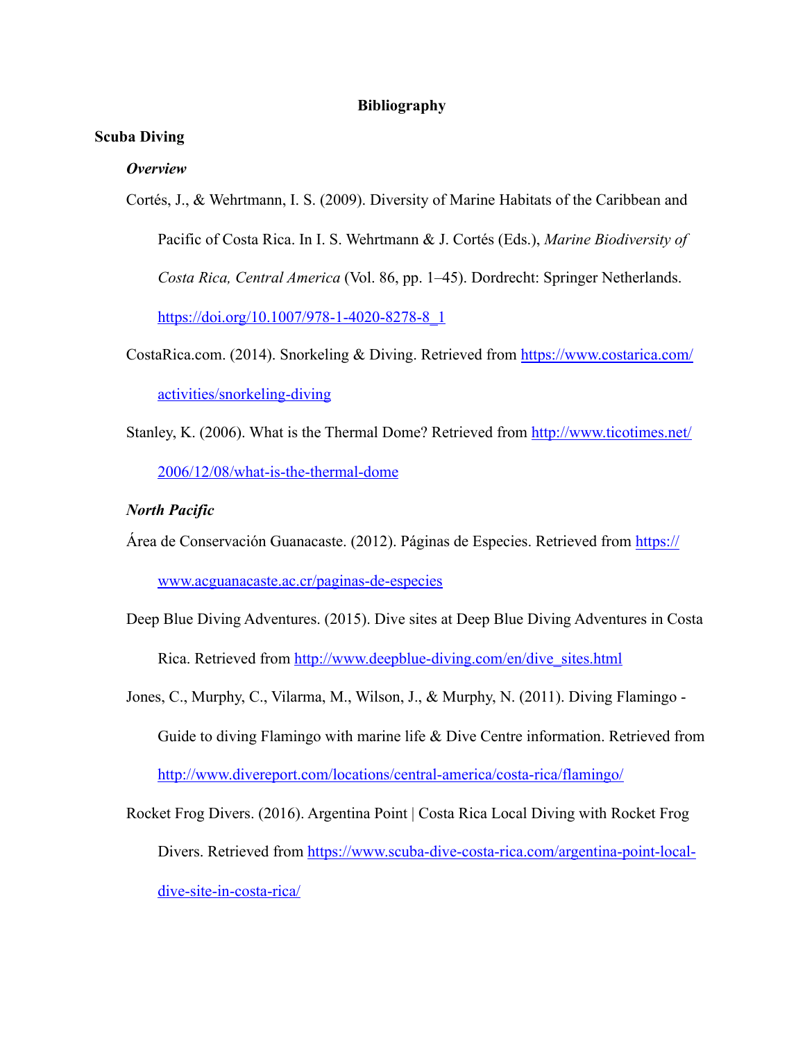# Bibliography

## Scuba Diving

### *Overview*

Cortés, J., & Wehrtmann, I. S. (2009). Diversity of Marine Habitats of the Caribbean and Pacific of Costa Rica. In I. S. Wehrtmann & J. Cortés (Eds.), *Marine Biodiversity of Costa Rica, Central America* (Vol. 86, pp. 1–45). Dordrecht: Springer Netherlands. https://doi.org/10.1007/978-1-4020-8278-8_1

CostaRica.com. (2014). Snorkeling & Diving. Retrieved from https://www.costarica.com/activities/snorkeling-diving

Stanley, K. (2006). What is the Thermal Dome? Retrieved from http://www.ticotimes.net/2006/12/08/what-is-the-thermal-dome

### *North Pacific*

Área de Conservación Guanacaste. (2012). Páginas de Especies. Retrieved from https://www.acguanacaste.ac.cr/paginas-de-especies

Deep Blue Diving Adventures. (2015). Dive sites at Deep Blue Diving Adventures in Costa Rica. Retrieved from http://www.deepblue-diving.com/en/dive_sites.html

Jones, C., Murphy, C., Vilarma, M., Wilson, J., & Murphy, N. (2011). Diving Flamingo - Guide to diving Flamingo with marine life & Dive Centre information. Retrieved from http://www.divereport.com/locations/central-america/costa-rica/flamingo/

Rocket Frog Divers. (2016). Argentina Point | Costa Rica Local Diving with Rocket Frog Divers. Retrieved from https://www.scuba-dive-costa-rica.com/argentina-point-local-dive-site-in-costa-rica/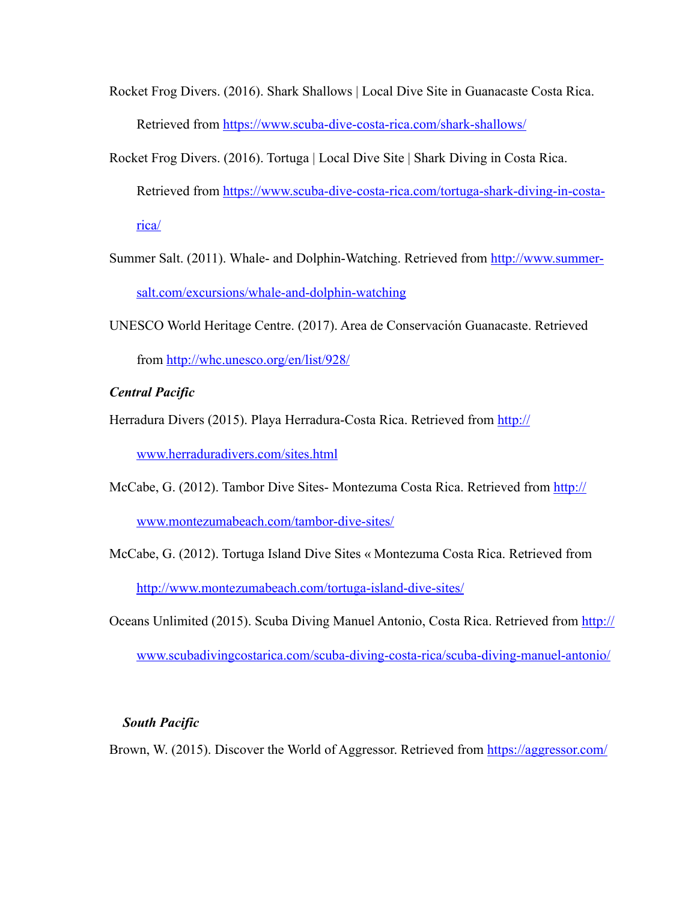Rocket Frog Divers. (2016). Shark Shallows | Local Dive Site in Guanacaste Costa Rica. Retrieved from https://www.scuba-dive-costa-rica.com/shark-shallows/

Rocket Frog Divers. (2016). Tortuga | Local Dive Site | Shark Diving in Costa Rica. Retrieved from https://www.scuba-dive-costa-rica.com/tortuga-shark-diving-in-costa-rica/

Summer Salt. (2011). Whale- and Dolphin-Watching. Retrieved from http://www.summer-salt.com/excursions/whale-and-dolphin-watching

UNESCO World Heritage Centre. (2017). Area de Conservación Guanacaste. Retrieved from http://whc.unesco.org/en/list/928/

***Central Pacific***

Herradura Divers (2015). Playa Herradura-Costa Rica. Retrieved from http://www.herraduradivers.com/sites.html

McCabe, G. (2012). Tambor Dive Sites- Montezuma Costa Rica. Retrieved from http://www.montezumabeach.com/tambor-dive-sites/

McCabe, G. (2012). Tortuga Island Dive Sites « Montezuma Costa Rica. Retrieved from http://www.montezumabeach.com/tortuga-island-dive-sites/

Oceans Unlimited (2015). Scuba Diving Manuel Antonio, Costa Rica. Retrieved from http://www.scubadivingcostarica.com/scuba-diving-costa-rica/scuba-diving-manuel-antonio/

***South Pacific***

Brown, W. (2015). Discover the World of Aggressor. Retrieved from https://aggressor.com/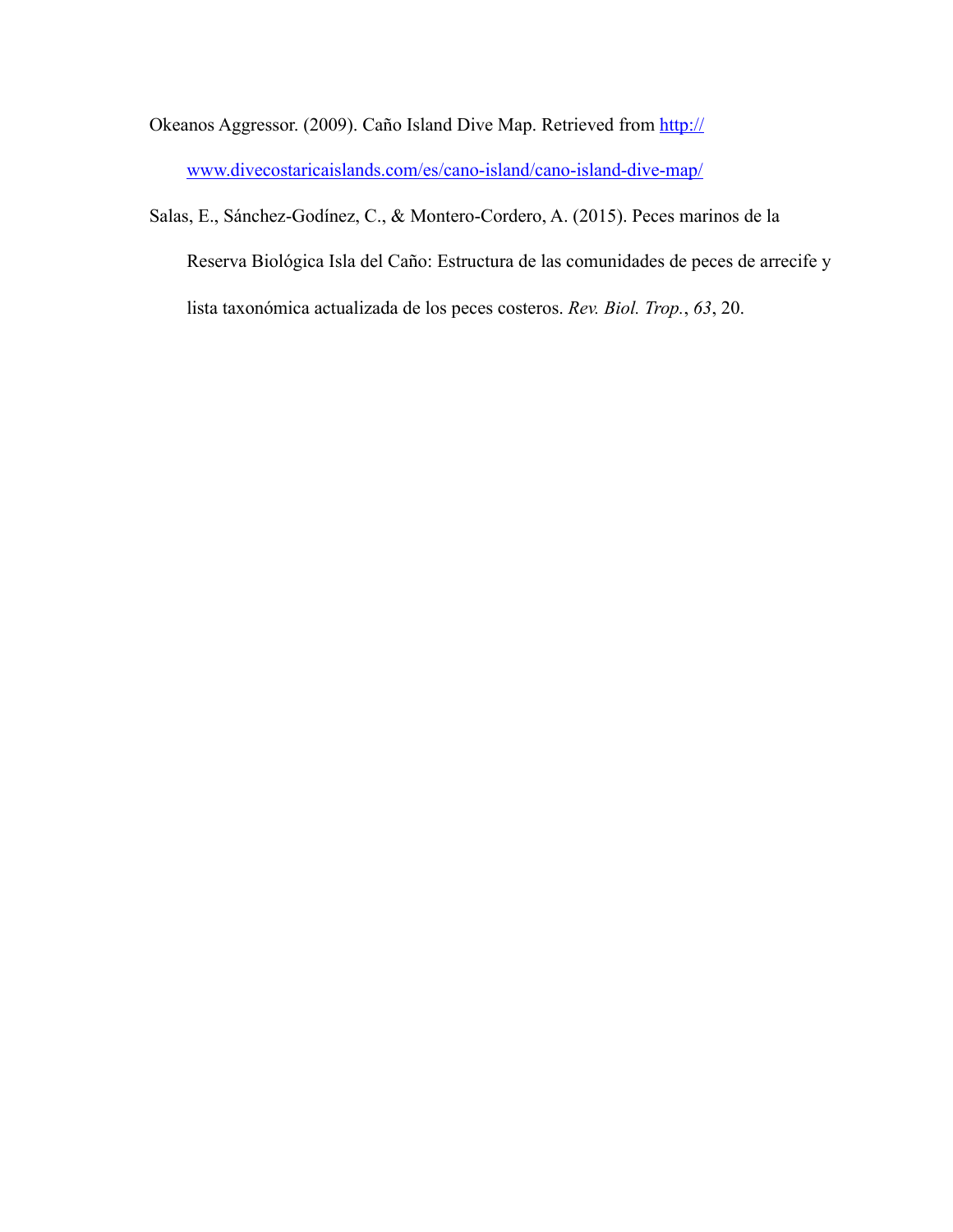Okeanos Aggressor. (2009). Caño Island Dive Map. Retrieved from http://www.divecostaricaislands.com/es/cano-island/cano-island-dive-map/

Salas, E., Sánchez-Godínez, C., & Montero-Cordero, A. (2015). Peces marinos de la Reserva Biológica Isla del Caño: Estructura de las comunidades de peces de arrecife y lista taxonómica actualizada de los peces costeros. *Rev. Biol. Trop.*, *63*, 20.